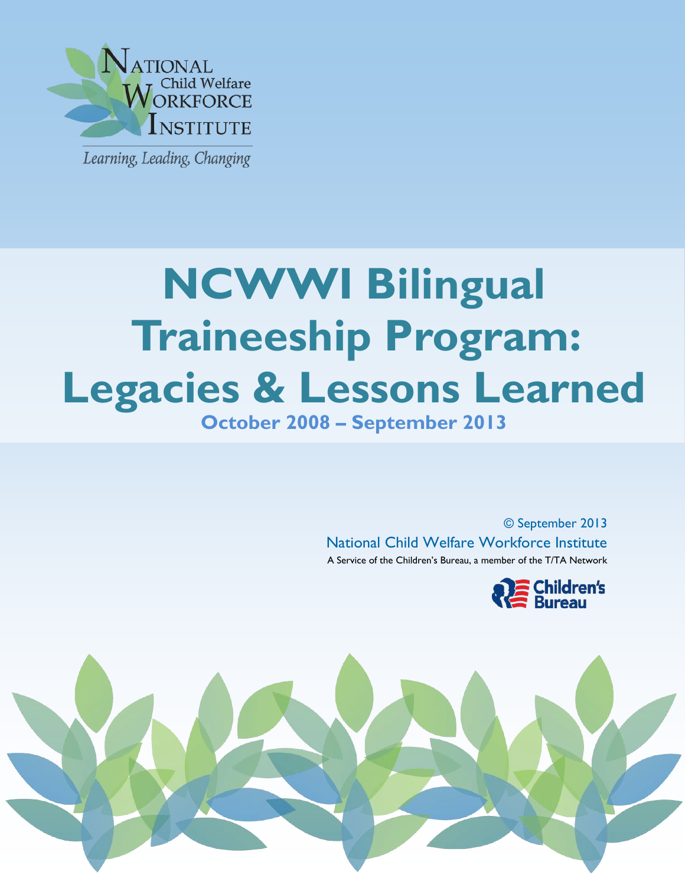National Child Welfare Workforce Institute

*Learning, Leading, Changing*

# NCWWI Bilingual Traineeship Program: Legacies & Lessons Learned

**October 2008 – September 2013**

© September 2013

National Child Welfare Workforce Institute

A Service of the Children's Bureau, a member of the T/TA Network

Children's Bureau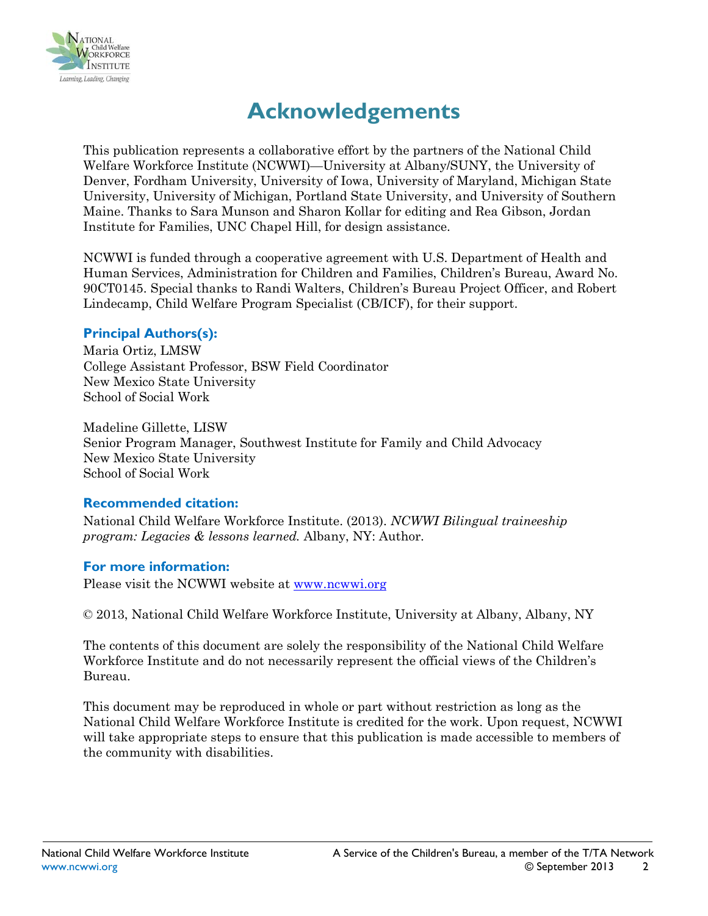# Acknowledgements

This publication represents a collaborative effort by the partners of the National Child Welfare Workforce Institute (NCWWI)—University at Albany/SUNY, the University of Denver, Fordham University, University of Iowa, University of Maryland, Michigan State University, University of Michigan, Portland State University, and University of Southern Maine. Thanks to Sara Munson and Sharon Kollar for editing and Rea Gibson, Jordan Institute for Families, UNC Chapel Hill, for design assistance.

NCWWI is funded through a cooperative agreement with U.S. Department of Health and Human Services, Administration for Children and Families, Children's Bureau, Award No. 90CT0145. Special thanks to Randi Walters, Children's Bureau Project Officer, and Robert Lindecamp, Child Welfare Program Specialist (CB/ICF), for their support.

### Principal Authors(s):

Maria Ortiz, LMSW
College Assistant Professor, BSW Field Coordinator
New Mexico State University
School of Social Work

Madeline Gillette, LISW
Senior Program Manager, Southwest Institute for Family and Child Advocacy
New Mexico State University
School of Social Work

### Recommended citation:

National Child Welfare Workforce Institute. (2013). *NCWWI Bilingual traineeship program: Legacies & lessons learned.* Albany, NY: Author.

### For more information:

Please visit the NCWWI website at [www.ncwwi.org](http://www.ncwwi.org)

© 2013, National Child Welfare Workforce Institute, University at Albany, Albany, NY

The contents of this document are solely the responsibility of the National Child Welfare Workforce Institute and do not necessarily represent the official views of the Children's Bureau.

This document may be reproduced in whole or part without restriction as long as the National Child Welfare Workforce Institute is credited for the work. Upon request, NCWWI will take appropriate steps to ensure that this publication is made accessible to members of the community with disabilities.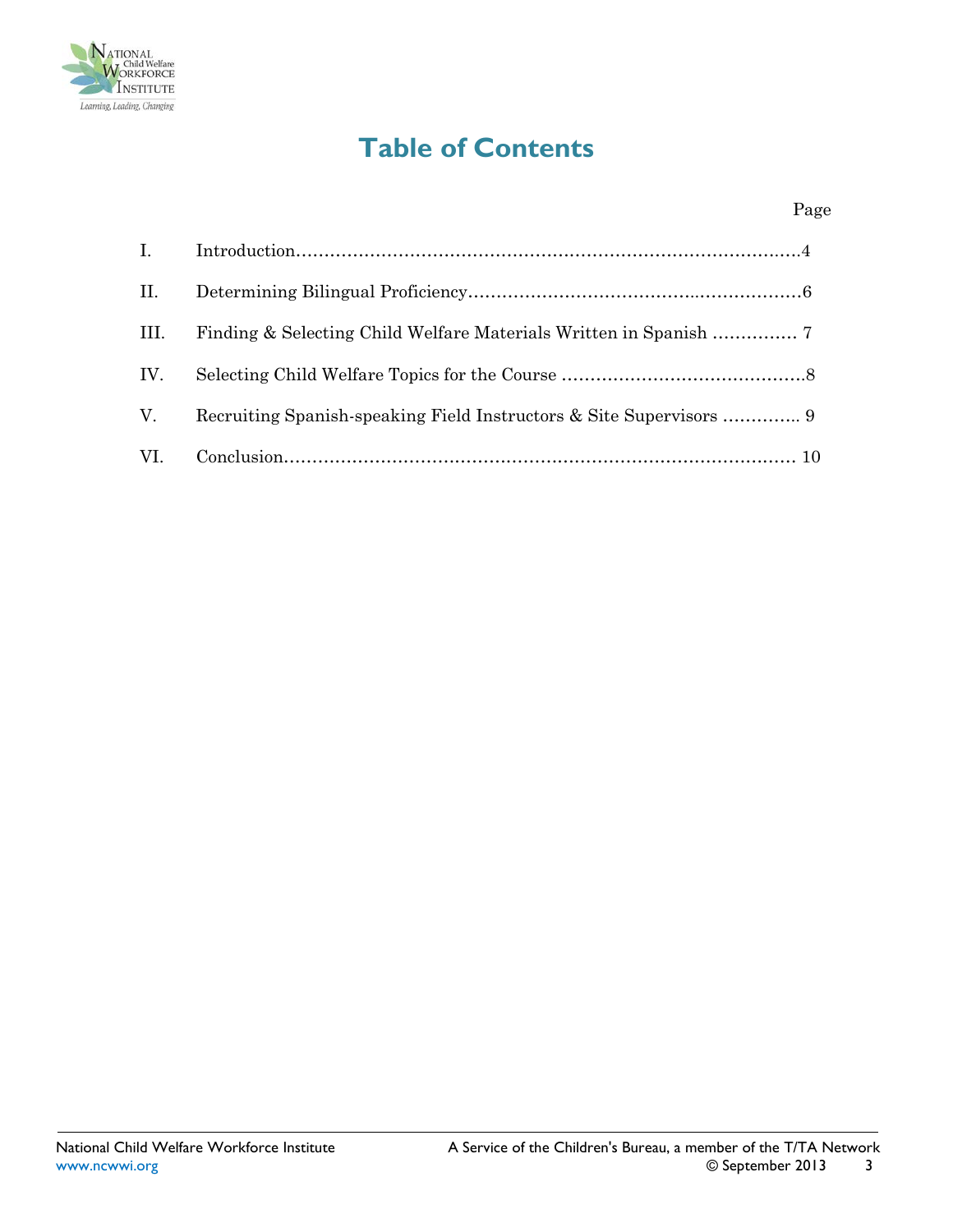# Table of Contents

| | | Page |
|---|---|---|
| I. | Introduction | 4 |
| II. | Determining Bilingual Proficiency | 6 |
| III. | Finding & Selecting Child Welfare Materials Written in Spanish | 7 |
| IV. | Selecting Child Welfare Topics for the Course | 8 |
| V. | Recruiting Spanish-speaking Field Instructors & Site Supervisors | 9 |
| VI. | Conclusion | 10 |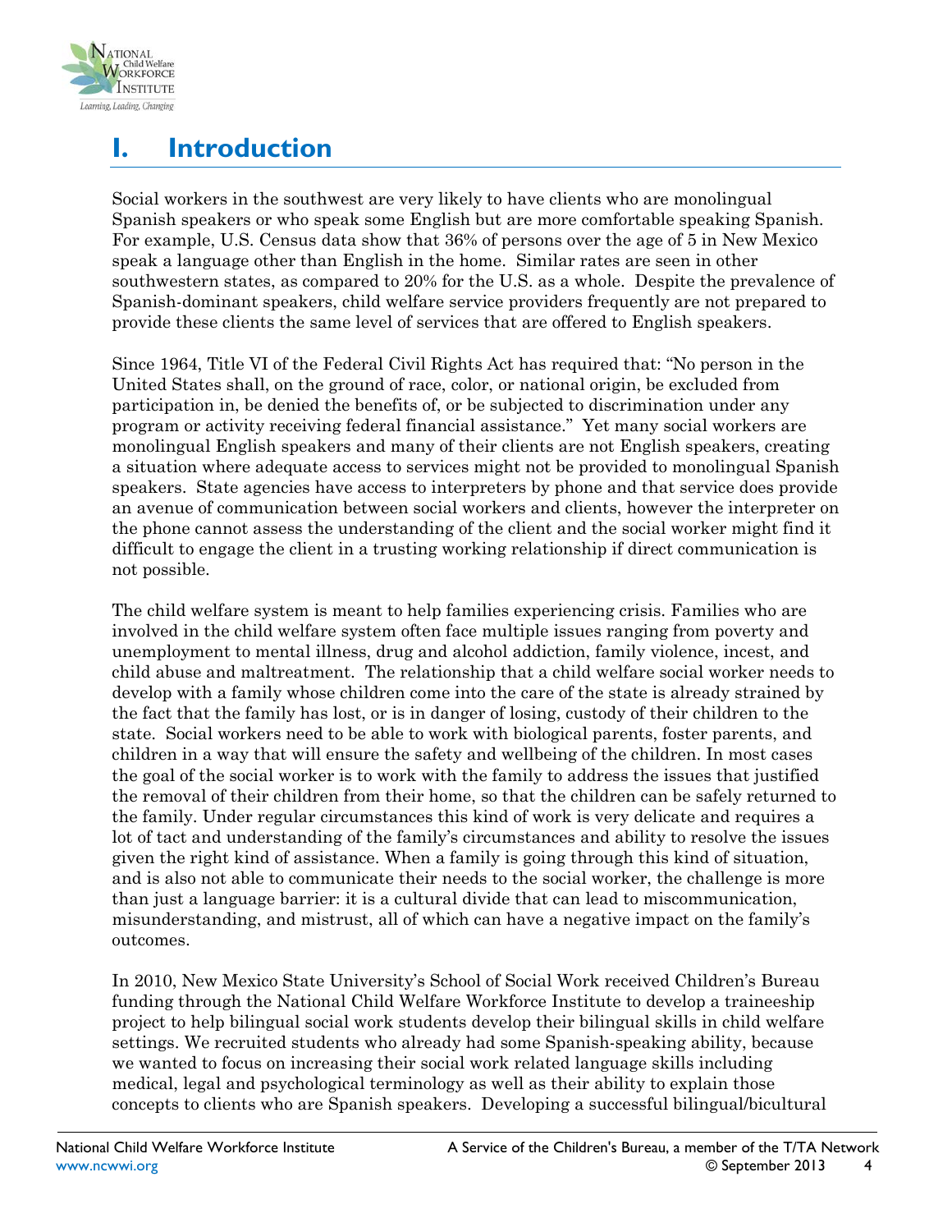# I. Introduction

Social workers in the southwest are very likely to have clients who are monolingual Spanish speakers or who speak some English but are more comfortable speaking Spanish. For example, U.S. Census data show that 36% of persons over the age of 5 in New Mexico speak a language other than English in the home. Similar rates are seen in other southwestern states, as compared to 20% for the U.S. as a whole. Despite the prevalence of Spanish-dominant speakers, child welfare service providers frequently are not prepared to provide these clients the same level of services that are offered to English speakers.

Since 1964, Title VI of the Federal Civil Rights Act has required that: "No person in the United States shall, on the ground of race, color, or national origin, be excluded from participation in, be denied the benefits of, or be subjected to discrimination under any program or activity receiving federal financial assistance." Yet many social workers are monolingual English speakers and many of their clients are not English speakers, creating a situation where adequate access to services might not be provided to monolingual Spanish speakers. State agencies have access to interpreters by phone and that service does provide an avenue of communication between social workers and clients, however the interpreter on the phone cannot assess the understanding of the client and the social worker might find it difficult to engage the client in a trusting working relationship if direct communication is not possible.

The child welfare system is meant to help families experiencing crisis. Families who are involved in the child welfare system often face multiple issues ranging from poverty and unemployment to mental illness, drug and alcohol addiction, family violence, incest, and child abuse and maltreatment. The relationship that a child welfare social worker needs to develop with a family whose children come into the care of the state is already strained by the fact that the family has lost, or is in danger of losing, custody of their children to the state. Social workers need to be able to work with biological parents, foster parents, and children in a way that will ensure the safety and wellbeing of the children. In most cases the goal of the social worker is to work with the family to address the issues that justified the removal of their children from their home, so that the children can be safely returned to the family. Under regular circumstances this kind of work is very delicate and requires a lot of tact and understanding of the family's circumstances and ability to resolve the issues given the right kind of assistance. When a family is going through this kind of situation, and is also not able to communicate their needs to the social worker, the challenge is more than just a language barrier: it is a cultural divide that can lead to miscommunication, misunderstanding, and mistrust, all of which can have a negative impact on the family's outcomes.

In 2010, New Mexico State University's School of Social Work received Children's Bureau funding through the National Child Welfare Workforce Institute to develop a traineeship project to help bilingual social work students develop their bilingual skills in child welfare settings. We recruited students who already had some Spanish-speaking ability, because we wanted to focus on increasing their social work related language skills including medical, legal and psychological terminology as well as their ability to explain those concepts to clients who are Spanish speakers. Developing a successful bilingual/bicultural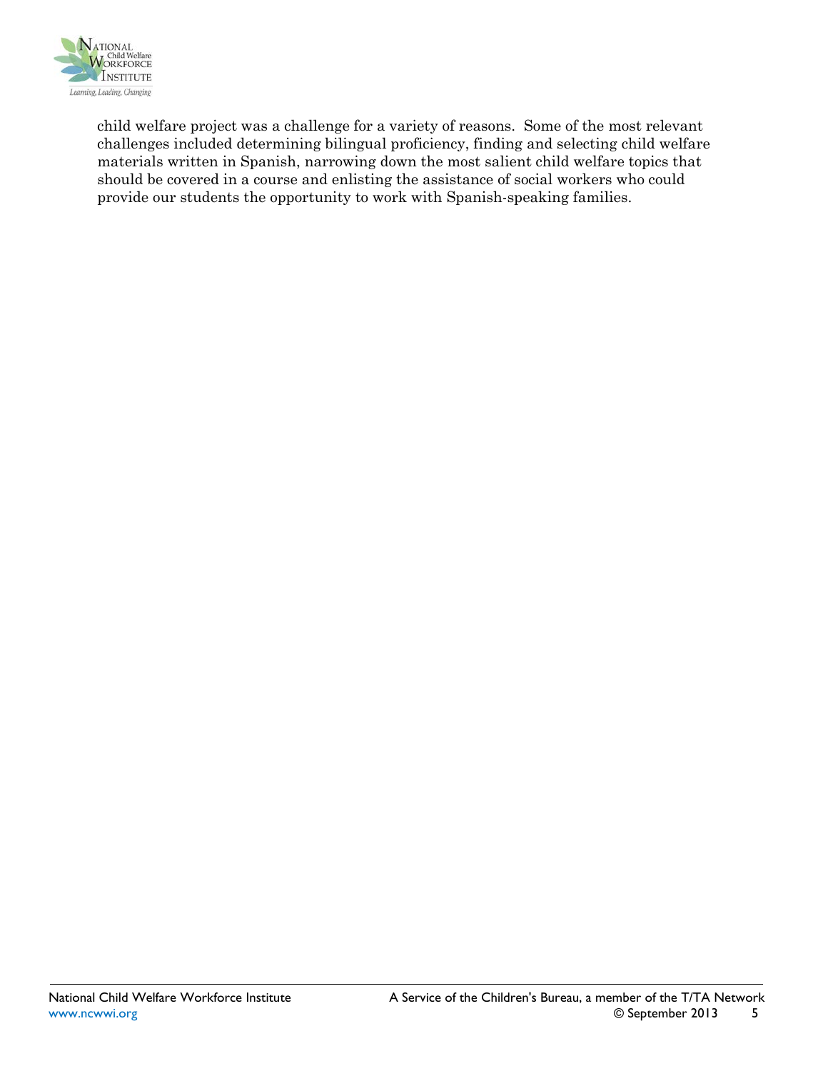child welfare project was a challenge for a variety of reasons. Some of the most relevant challenges included determining bilingual proficiency, finding and selecting child welfare materials written in Spanish, narrowing down the most salient child welfare topics that should be covered in a course and enlisting the assistance of social workers who could provide our students the opportunity to work with Spanish-speaking families.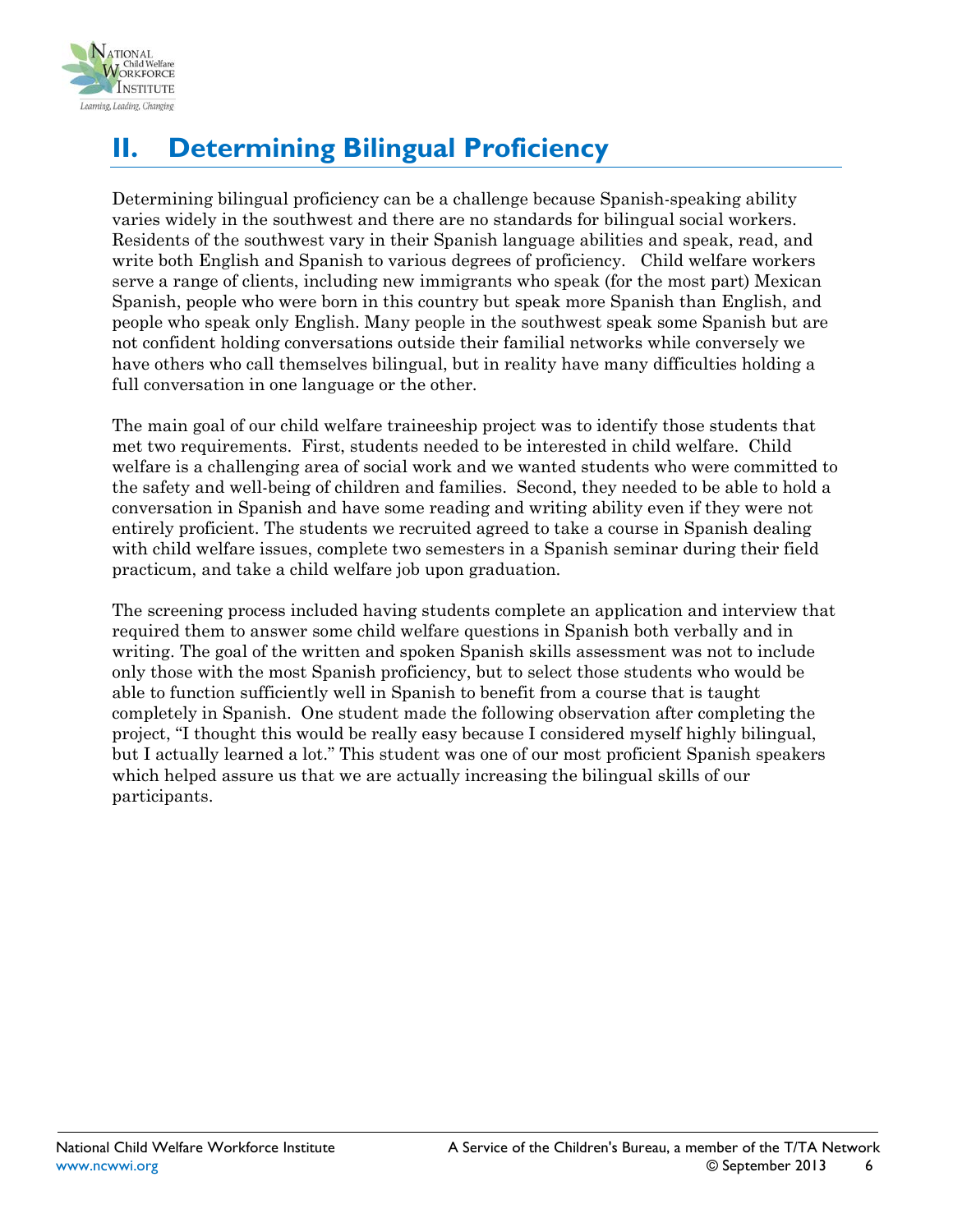## II. Determining Bilingual Proficiency

Determining bilingual proficiency can be a challenge because Spanish-speaking ability varies widely in the southwest and there are no standards for bilingual social workers. Residents of the southwest vary in their Spanish language abilities and speak, read, and write both English and Spanish to various degrees of proficiency. Child welfare workers serve a range of clients, including new immigrants who speak (for the most part) Mexican Spanish, people who were born in this country but speak more Spanish than English, and people who speak only English. Many people in the southwest speak some Spanish but are not confident holding conversations outside their familial networks while conversely we have others who call themselves bilingual, but in reality have many difficulties holding a full conversation in one language or the other.

The main goal of our child welfare traineeship project was to identify those students that met two requirements. First, students needed to be interested in child welfare. Child welfare is a challenging area of social work and we wanted students who were committed to the safety and well-being of children and families. Second, they needed to be able to hold a conversation in Spanish and have some reading and writing ability even if they were not entirely proficient. The students we recruited agreed to take a course in Spanish dealing with child welfare issues, complete two semesters in a Spanish seminar during their field practicum, and take a child welfare job upon graduation.

The screening process included having students complete an application and interview that required them to answer some child welfare questions in Spanish both verbally and in writing. The goal of the written and spoken Spanish skills assessment was not to include only those with the most Spanish proficiency, but to select those students who would be able to function sufficiently well in Spanish to benefit from a course that is taught completely in Spanish. One student made the following observation after completing the project, "I thought this would be really easy because I considered myself highly bilingual, but I actually learned a lot." This student was one of our most proficient Spanish speakers which helped assure us that we are actually increasing the bilingual skills of our participants.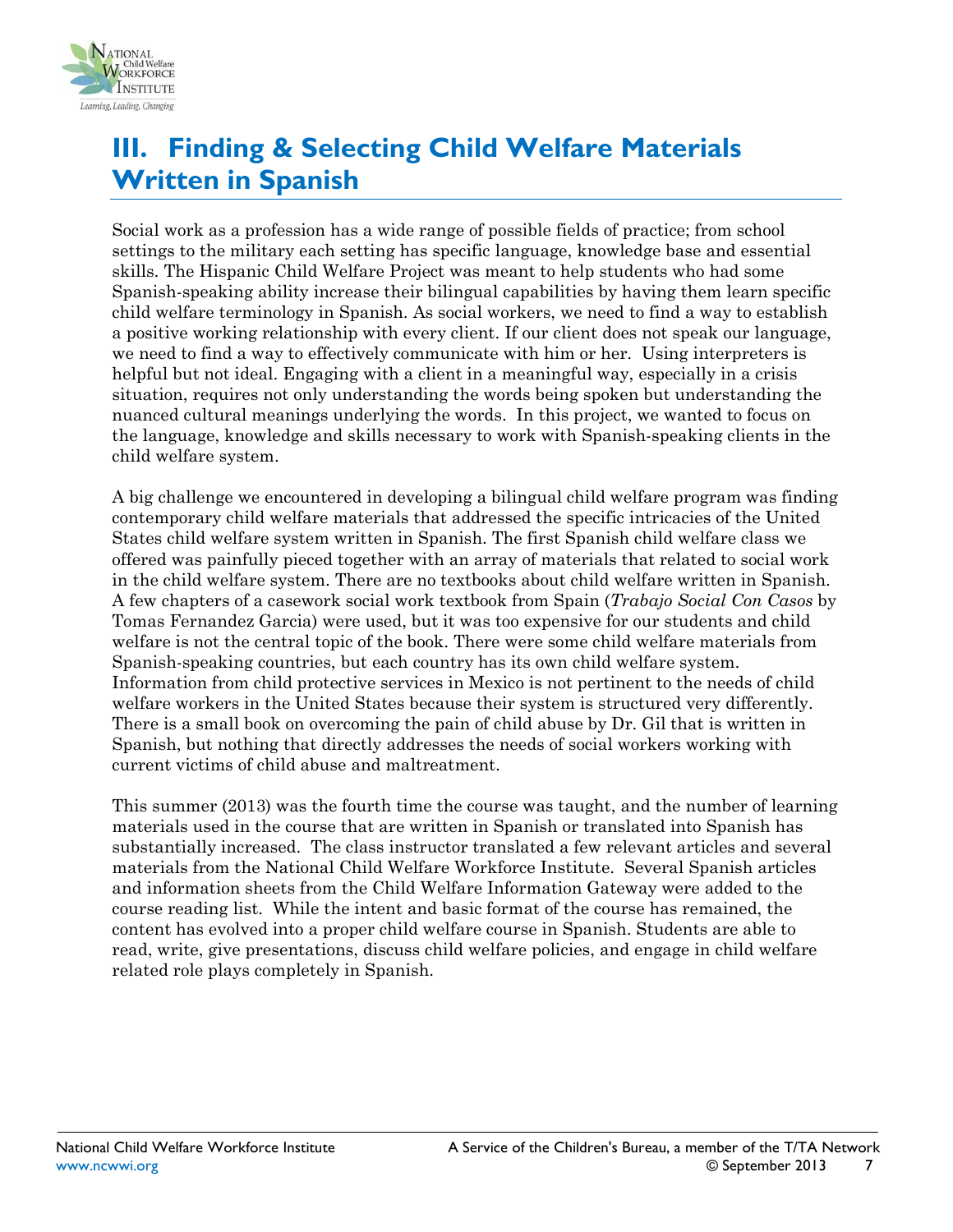## III. Finding & Selecting Child Welfare Materials Written in Spanish

Social work as a profession has a wide range of possible fields of practice; from school settings to the military each setting has specific language, knowledge base and essential skills. The Hispanic Child Welfare Project was meant to help students who had some Spanish-speaking ability increase their bilingual capabilities by having them learn specific child welfare terminology in Spanish. As social workers, we need to find a way to establish a positive working relationship with every client. If our client does not speak our language, we need to find a way to effectively communicate with him or her. Using interpreters is helpful but not ideal. Engaging with a client in a meaningful way, especially in a crisis situation, requires not only understanding the words being spoken but understanding the nuanced cultural meanings underlying the words. In this project, we wanted to focus on the language, knowledge and skills necessary to work with Spanish-speaking clients in the child welfare system.

A big challenge we encountered in developing a bilingual child welfare program was finding contemporary child welfare materials that addressed the specific intricacies of the United States child welfare system written in Spanish. The first Spanish child welfare class we offered was painfully pieced together with an array of materials that related to social work in the child welfare system. There are no textbooks about child welfare written in Spanish. A few chapters of a casework social work textbook from Spain (*Trabajo Social Con Casos* by Tomas Fernandez Garcia) were used, but it was too expensive for our students and child welfare is not the central topic of the book. There were some child welfare materials from Spanish-speaking countries, but each country has its own child welfare system. Information from child protective services in Mexico is not pertinent to the needs of child welfare workers in the United States because their system is structured very differently. There is a small book on overcoming the pain of child abuse by Dr. Gil that is written in Spanish, but nothing that directly addresses the needs of social workers working with current victims of child abuse and maltreatment.

This summer (2013) was the fourth time the course was taught, and the number of learning materials used in the course that are written in Spanish or translated into Spanish has substantially increased. The class instructor translated a few relevant articles and several materials from the National Child Welfare Workforce Institute. Several Spanish articles and information sheets from the Child Welfare Information Gateway were added to the course reading list. While the intent and basic format of the course has remained, the content has evolved into a proper child welfare course in Spanish. Students are able to read, write, give presentations, discuss child welfare policies, and engage in child welfare related role plays completely in Spanish.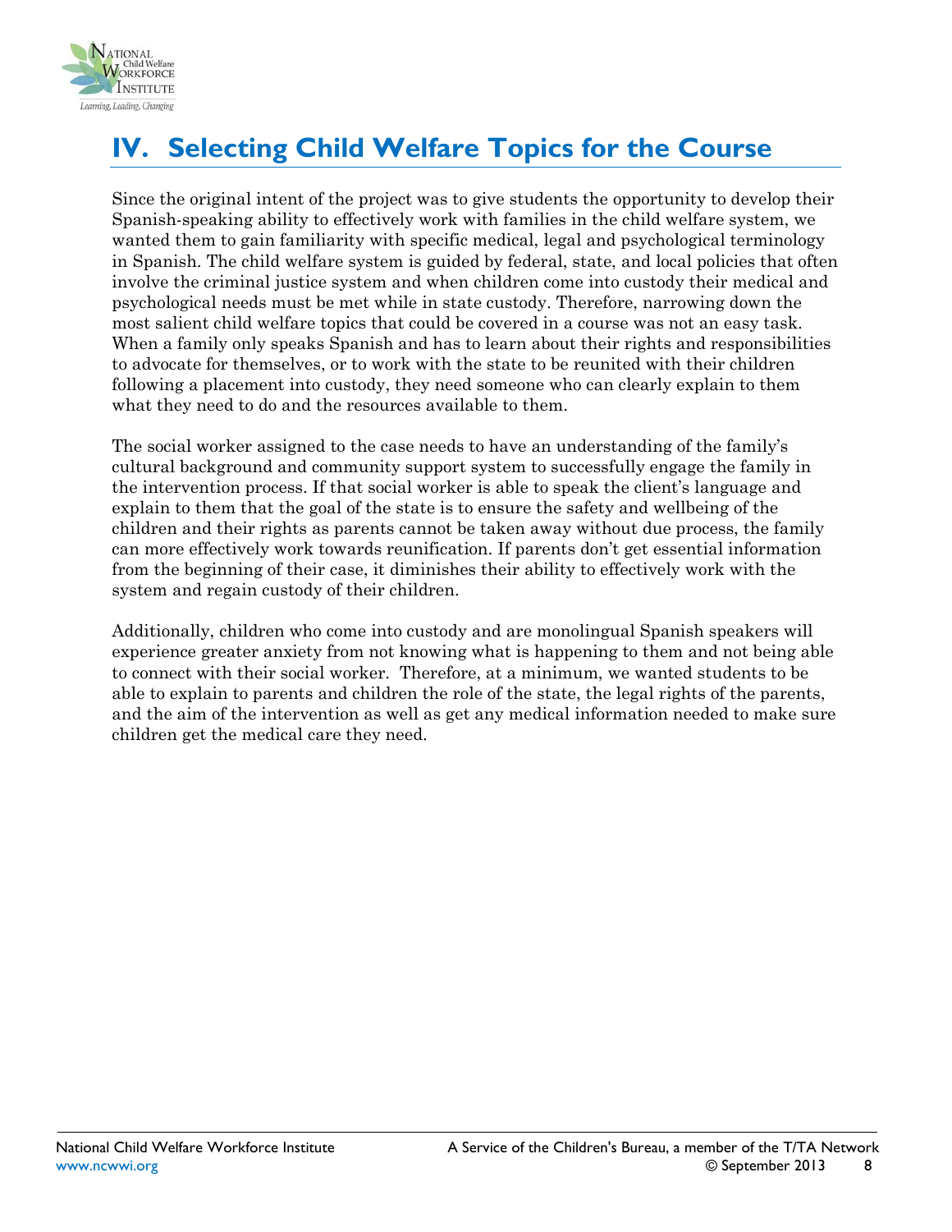# IV. Selecting Child Welfare Topics for the Course

Since the original intent of the project was to give students the opportunity to develop their Spanish-speaking ability to effectively work with families in the child welfare system, we wanted them to gain familiarity with specific medical, legal and psychological terminology in Spanish. The child welfare system is guided by federal, state, and local policies that often involve the criminal justice system and when children come into custody their medical and psychological needs must be met while in state custody. Therefore, narrowing down the most salient child welfare topics that could be covered in a course was not an easy task. When a family only speaks Spanish and has to learn about their rights and responsibilities to advocate for themselves, or to work with the state to be reunited with their children following a placement into custody, they need someone who can clearly explain to them what they need to do and the resources available to them.

The social worker assigned to the case needs to have an understanding of the family's cultural background and community support system to successfully engage the family in the intervention process. If that social worker is able to speak the client's language and explain to them that the goal of the state is to ensure the safety and wellbeing of the children and their rights as parents cannot be taken away without due process, the family can more effectively work towards reunification. If parents don't get essential information from the beginning of their case, it diminishes their ability to effectively work with the system and regain custody of their children.

Additionally, children who come into custody and are monolingual Spanish speakers will experience greater anxiety from not knowing what is happening to them and not being able to connect with their social worker. Therefore, at a minimum, we wanted students to be able to explain to parents and children the role of the state, the legal rights of the parents, and the aim of the intervention as well as get any medical information needed to make sure children get the medical care they need.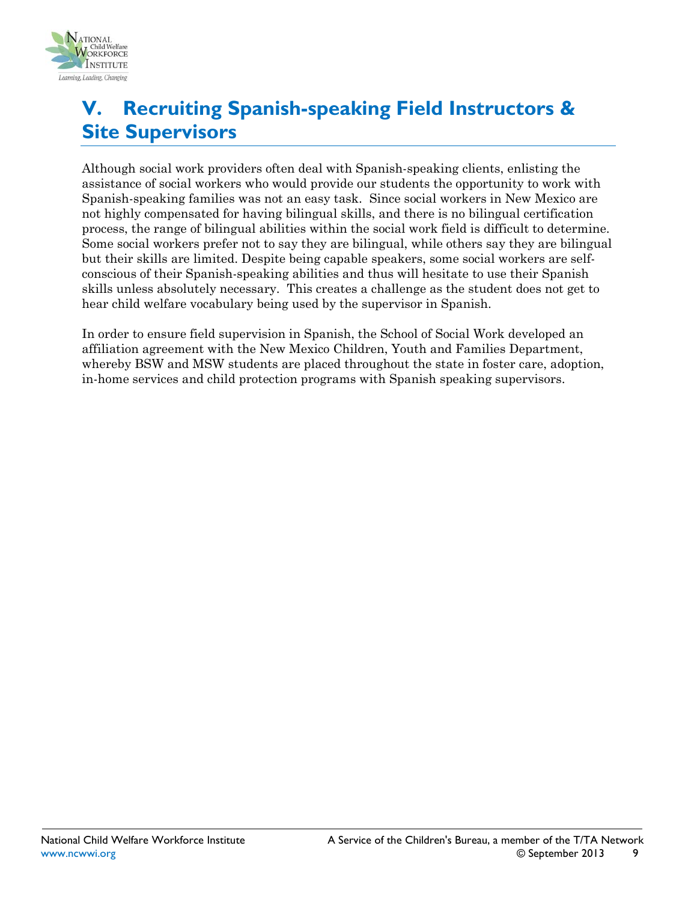## V. Recruiting Spanish-speaking Field Instructors & Site Supervisors

Although social work providers often deal with Spanish-speaking clients, enlisting the assistance of social workers who would provide our students the opportunity to work with Spanish-speaking families was not an easy task. Since social workers in New Mexico are not highly compensated for having bilingual skills, and there is no bilingual certification process, the range of bilingual abilities within the social work field is difficult to determine. Some social workers prefer not to say they are bilingual, while others say they are bilingual but their skills are limited. Despite being capable speakers, some social workers are self-conscious of their Spanish-speaking abilities and thus will hesitate to use their Spanish skills unless absolutely necessary. This creates a challenge as the student does not get to hear child welfare vocabulary being used by the supervisor in Spanish.

In order to ensure field supervision in Spanish, the School of Social Work developed an affiliation agreement with the New Mexico Children, Youth and Families Department, whereby BSW and MSW students are placed throughout the state in foster care, adoption, in-home services and child protection programs with Spanish speaking supervisors.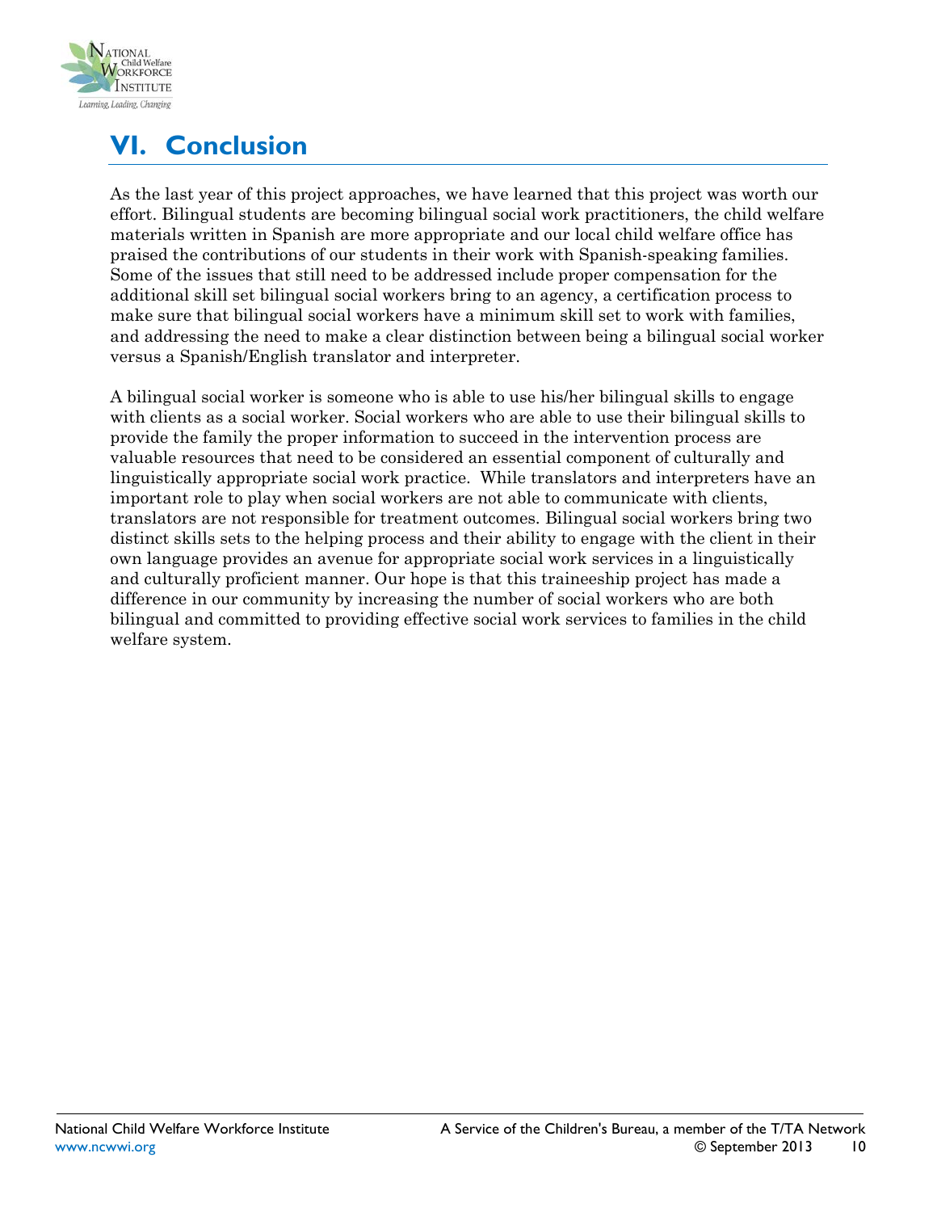# VI. Conclusion

As the last year of this project approaches, we have learned that this project was worth our effort. Bilingual students are becoming bilingual social work practitioners, the child welfare materials written in Spanish are more appropriate and our local child welfare office has praised the contributions of our students in their work with Spanish-speaking families. Some of the issues that still need to be addressed include proper compensation for the additional skill set bilingual social workers bring to an agency, a certification process to make sure that bilingual social workers have a minimum skill set to work with families, and addressing the need to make a clear distinction between being a bilingual social worker versus a Spanish/English translator and interpreter.

A bilingual social worker is someone who is able to use his/her bilingual skills to engage with clients as a social worker. Social workers who are able to use their bilingual skills to provide the family the proper information to succeed in the intervention process are valuable resources that need to be considered an essential component of culturally and linguistically appropriate social work practice. While translators and interpreters have an important role to play when social workers are not able to communicate with clients, translators are not responsible for treatment outcomes. Bilingual social workers bring two distinct skills sets to the helping process and their ability to engage with the client in their own language provides an avenue for appropriate social work services in a linguistically and culturally proficient manner. Our hope is that this traineeship project has made a difference in our community by increasing the number of social workers who are both bilingual and committed to providing effective social work services to families in the child welfare system.